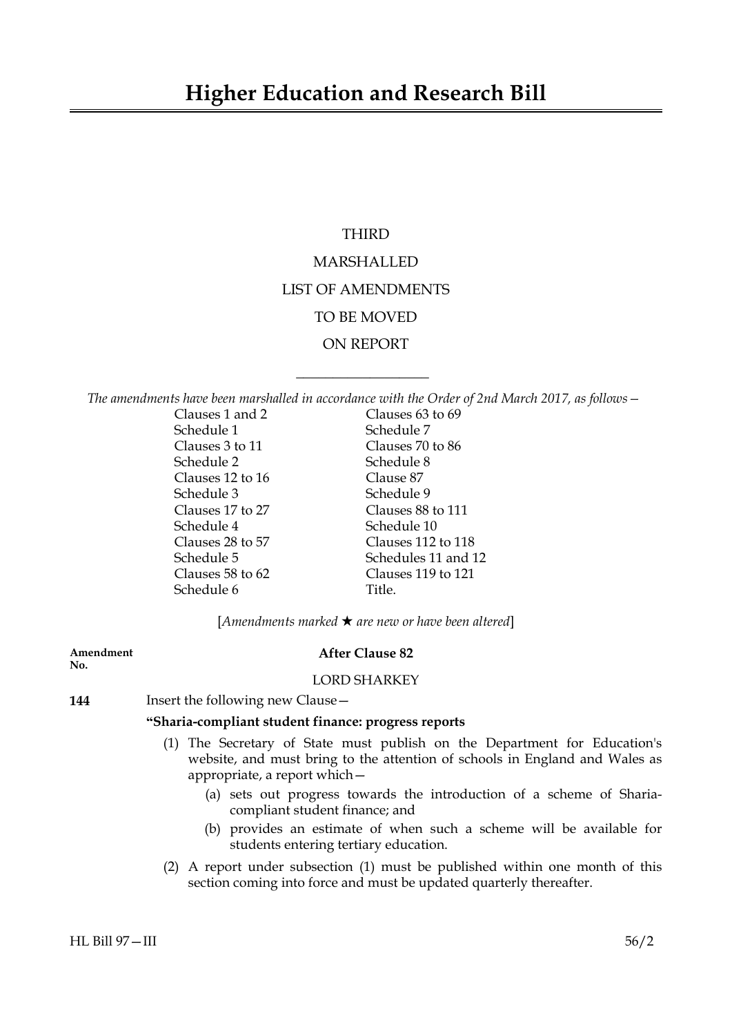# Higher Education and Research Bill

THIRD

MARSHALLED

LIST OF AMENDMENTS

TO BE MOVED

ON REPORT

---

*The amendments have been marshalled in accordance with the Order of 2nd March 2017, as follows—*

| | |
|---|---|
| Clauses 1 and 2 | Clauses 63 to 69 |
| Schedule 1 | Schedule 7 |
| Clauses 3 to 11 | Clauses 70 to 86 |
| Schedule 2 | Schedule 8 |
| Clauses 12 to 16 | Clause 87 |
| Schedule 3 | Schedule 9 |
| Clauses 17 to 27 | Clauses 88 to 111 |
| Schedule 4 | Schedule 10 |
| Clauses 28 to 57 | Clauses 112 to 118 |
| Schedule 5 | Schedules 11 and 12 |
| Clauses 58 to 62 | Clauses 119 to 121 |
| Schedule 6 | Title. |

[*Amendments marked ★ are new or have been altered*]

**Amendment No.**

**After Clause 82**

LORD SHARKEY

**144** Insert the following new Clause—

**"Sharia-compliant student finance: progress reports**

(1) The Secretary of State must publish on the Department for Education's website, and must bring to the attention of schools in England and Wales as appropriate, a report which—

(a) sets out progress towards the introduction of a scheme of Sharia-compliant student finance; and

(b) provides an estimate of when such a scheme will be available for students entering tertiary education.

(2) A report under subsection (1) must be published within one month of this section coming into force and must be updated quarterly thereafter.

HL Bill 97—III 56/2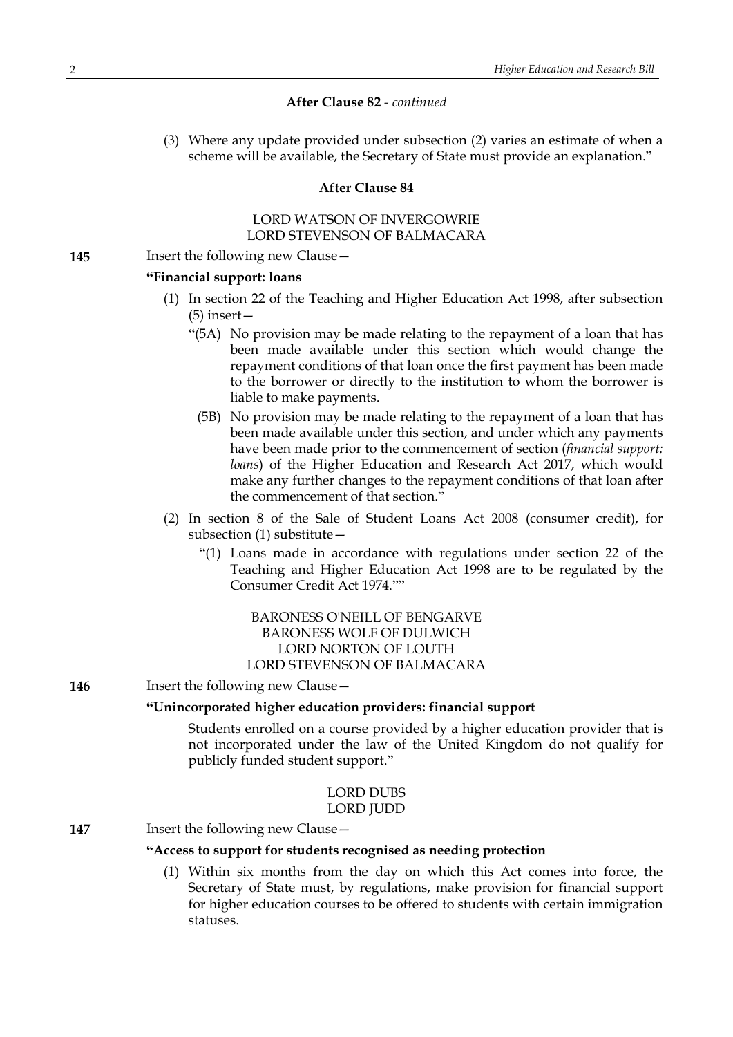**After Clause 82** - *continued*

(3) Where any update provided under subsection (2) varies an estimate of when a scheme will be available, the Secretary of State must provide an explanation."

**After Clause 84**

LORD WATSON OF INVERGOWRIE
LORD STEVENSON OF BALMACARA

**145** Insert the following new Clause—

**"Financial support: loans**

(1) In section 22 of the Teaching and Higher Education Act 1998, after subsection (5) insert—

"(5A) No provision may be made relating to the repayment of a loan that has been made available under this section which would change the repayment conditions of that loan once the first payment has been made to the borrower or directly to the institution to whom the borrower is liable to make payments.

(5B) No provision may be made relating to the repayment of a loan that has been made available under this section, and under which any payments have been made prior to the commencement of section (*financial support: loans*) of the Higher Education and Research Act 2017, which would make any further changes to the repayment conditions of that loan after the commencement of that section."

(2) In section 8 of the Sale of Student Loans Act 2008 (consumer credit), for subsection (1) substitute—

"(1) Loans made in accordance with regulations under section 22 of the Teaching and Higher Education Act 1998 are to be regulated by the Consumer Credit Act 1974.""

BARONESS O'NEILL OF BENGARVE
BARONESS WOLF OF DULWICH
LORD NORTON OF LOUTH
LORD STEVENSON OF BALMACARA

**146** Insert the following new Clause—

**"Unincorporated higher education providers: financial support**

Students enrolled on a course provided by a higher education provider that is not incorporated under the law of the United Kingdom do not qualify for publicly funded student support."

LORD DUBS
LORD JUDD

**147** Insert the following new Clause—

**"Access to support for students recognised as needing protection**

(1) Within six months from the day on which this Act comes into force, the Secretary of State must, by regulations, make provision for financial support for higher education courses to be offered to students with certain immigration statuses.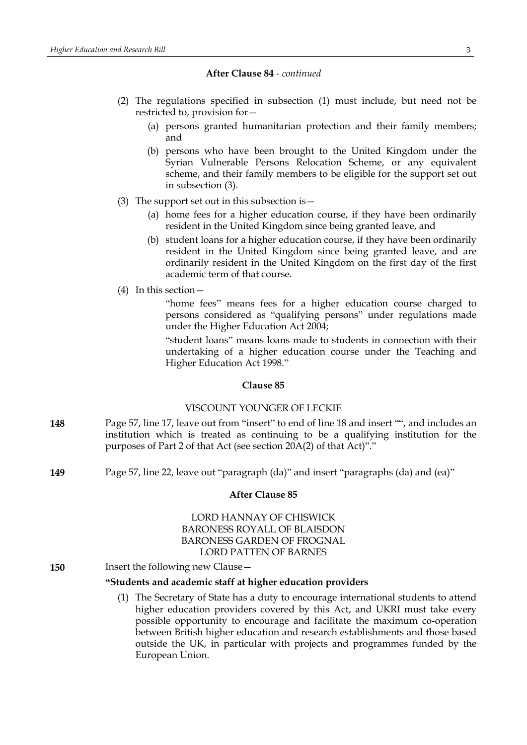**After Clause 84** - *continued*

(2) The regulations specified in subsection (1) must include, but need not be restricted to, provision for—

(a) persons granted humanitarian protection and their family members; and

(b) persons who have been brought to the United Kingdom under the Syrian Vulnerable Persons Relocation Scheme, or any equivalent scheme, and their family members to be eligible for the support set out in subsection (3).

(3) The support set out in this subsection is—

(a) home fees for a higher education course, if they have been ordinarily resident in the United Kingdom since being granted leave, and

(b) student loans for a higher education course, if they have been ordinarily resident in the United Kingdom since being granted leave, and are ordinarily resident in the United Kingdom on the first day of the first academic term of that course.

(4) In this section—

"home fees" means fees for a higher education course charged to persons considered as "qualifying persons" under regulations made under the Higher Education Act 2004;

"student loans" means loans made to students in connection with their undertaking of a higher education course under the Teaching and Higher Education Act 1998."

**Clause 85**

VISCOUNT YOUNGER OF LECKIE

**148** Page 57, line 17, leave out from "insert" to end of line 18 and insert "", and includes an institution which is treated as continuing to be a qualifying institution for the purposes of Part 2 of that Act (see section 20A(2) of that Act)"."

**149** Page 57, line 22, leave out "paragraph (da)" and insert "paragraphs (da) and (ea)"

**After Clause 85**

LORD HANNAY OF CHISWICK
BARONESS ROYALL OF BLAISDON
BARONESS GARDEN OF FROGNAL
LORD PATTEN OF BARNES

**150** Insert the following new Clause—

**"Students and academic staff at higher education providers**

(1) The Secretary of State has a duty to encourage international students to attend higher education providers covered by this Act, and UKRI must take every possible opportunity to encourage and facilitate the maximum co-operation between British higher education and research establishments and those based outside the UK, in particular with projects and programmes funded by the European Union.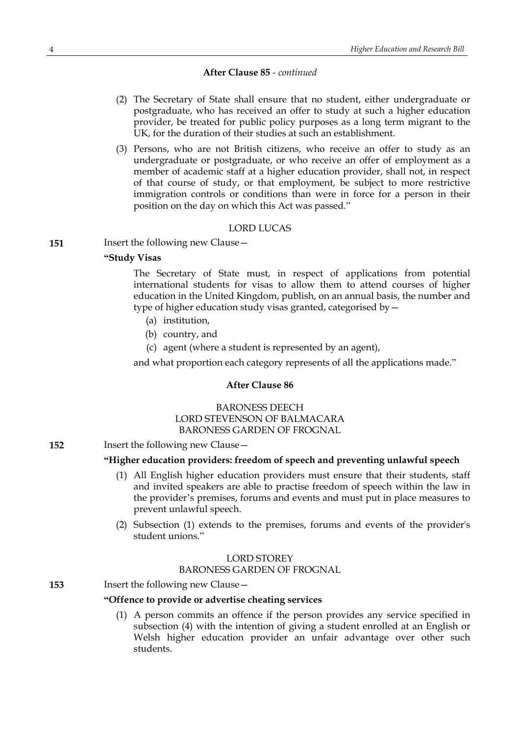**After Clause 85** - *continued*

(2) The Secretary of State shall ensure that no student, either undergraduate or postgraduate, who has received an offer to study at such a higher education provider, be treated for public policy purposes as a long term migrant to the UK, for the duration of their studies at such an establishment.

(3) Persons, who are not British citizens, who receive an offer to study as an undergraduate or postgraduate, or who receive an offer of employment as a member of academic staff at a higher education provider, shall not, in respect of that course of study, or that employment, be subject to more restrictive immigration controls or conditions than were in force for a person in their position on the day on which this Act was passed."

LORD LUCAS

**151** Insert the following new Clause—

**"Study Visas**

The Secretary of State must, in respect of applications from potential international students for visas to allow them to attend courses of higher education in the United Kingdom, publish, on an annual basis, the number and type of higher education study visas granted, categorised by—

(a) institution,

(b) country, and

(c) agent (where a student is represented by an agent),

and what proportion each category represents of all the applications made."

**After Clause 86**

BARONESS DEECH
LORD STEVENSON OF BALMACARA
BARONESS GARDEN OF FROGNAL

**152** Insert the following new Clause—

**"Higher education providers: freedom of speech and preventing unlawful speech**

(1) All English higher education providers must ensure that their students, staff and invited speakers are able to practise freedom of speech within the law in the provider's premises, forums and events and must put in place measures to prevent unlawful speech.

(2) Subsection (1) extends to the premises, forums and events of the provider's student unions."

LORD STOREY
BARONESS GARDEN OF FROGNAL

**153** Insert the following new Clause—

**"Offence to provide or advertise cheating services**

(1) A person commits an offence if the person provides any service specified in subsection (4) with the intention of giving a student enrolled at an English or Welsh higher education provider an unfair advantage over other such students.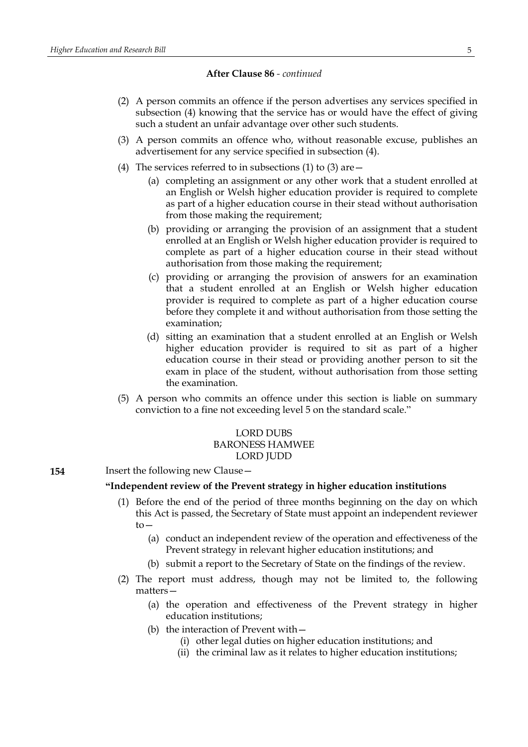**After Clause 86** - *continued*

(2) A person commits an offence if the person advertises any services specified in subsection (4) knowing that the service has or would have the effect of giving such a student an unfair advantage over other such students.

(3) A person commits an offence who, without reasonable excuse, publishes an advertisement for any service specified in subsection (4).

(4) The services referred to in subsections (1) to (3) are—

(a) completing an assignment or any other work that a student enrolled at an English or Welsh higher education provider is required to complete as part of a higher education course in their stead without authorisation from those making the requirement;

(b) providing or arranging the provision of an assignment that a student enrolled at an English or Welsh higher education provider is required to complete as part of a higher education course in their stead without authorisation from those making the requirement;

(c) providing or arranging the provision of answers for an examination that a student enrolled at an English or Welsh higher education provider is required to complete as part of a higher education course before they complete it and without authorisation from those setting the examination;

(d) sitting an examination that a student enrolled at an English or Welsh higher education provider is required to sit as part of a higher education course in their stead or providing another person to sit the exam in place of the student, without authorisation from those setting the examination.

(5) A person who commits an offence under this section is liable on summary conviction to a fine not exceeding level 5 on the standard scale."

LORD DUBS
BARONESS HAMWEE
LORD JUDD

**154** Insert the following new Clause—

**"Independent review of the Prevent strategy in higher education institutions**

(1) Before the end of the period of three months beginning on the day on which this Act is passed, the Secretary of State must appoint an independent reviewer to—

(a) conduct an independent review of the operation and effectiveness of the Prevent strategy in relevant higher education institutions; and

(b) submit a report to the Secretary of State on the findings of the review.

(2) The report must address, though may not be limited to, the following matters—

(a) the operation and effectiveness of the Prevent strategy in higher education institutions;

(b) the interaction of Prevent with—

(i) other legal duties on higher education institutions; and

(ii) the criminal law as it relates to higher education institutions;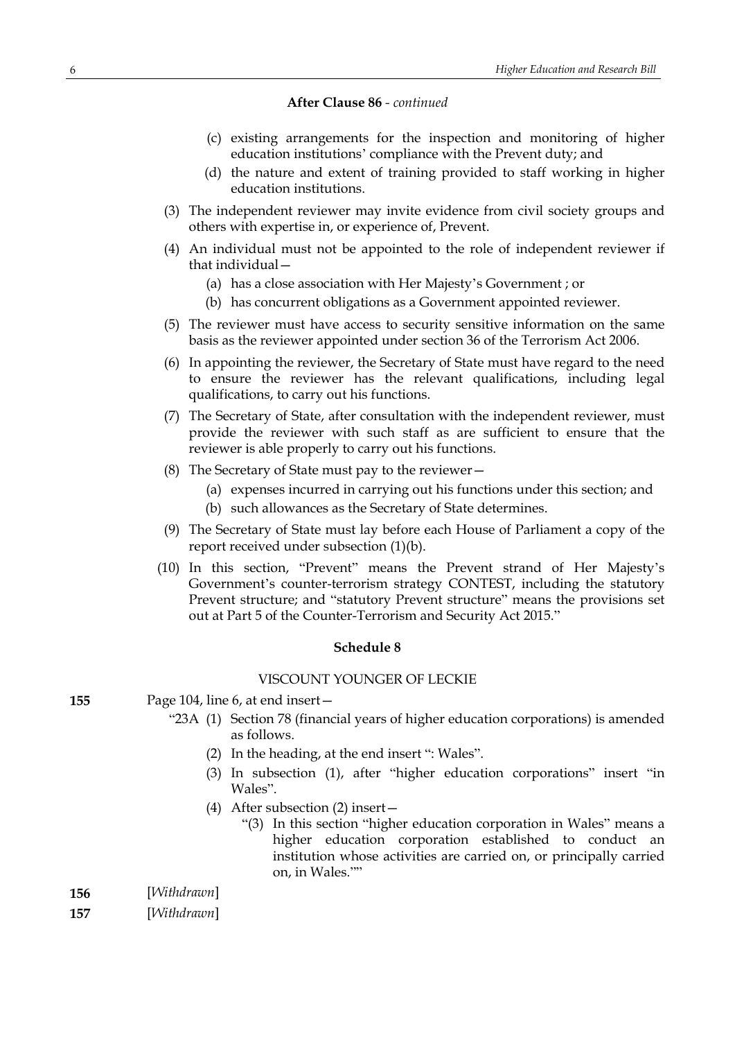**After Clause 86** - *continued*

(c) existing arrangements for the inspection and monitoring of higher education institutions' compliance with the Prevent duty; and

(d) the nature and extent of training provided to staff working in higher education institutions.

(3) The independent reviewer may invite evidence from civil society groups and others with expertise in, or experience of, Prevent.

(4) An individual must not be appointed to the role of independent reviewer if that individual—

(a) has a close association with Her Majesty's Government ; or

(b) has concurrent obligations as a Government appointed reviewer.

(5) The reviewer must have access to security sensitive information on the same basis as the reviewer appointed under section 36 of the Terrorism Act 2006.

(6) In appointing the reviewer, the Secretary of State must have regard to the need to ensure the reviewer has the relevant qualifications, including legal qualifications, to carry out his functions.

(7) The Secretary of State, after consultation with the independent reviewer, must provide the reviewer with such staff as are sufficient to ensure that the reviewer is able properly to carry out his functions.

(8) The Secretary of State must pay to the reviewer—

(a) expenses incurred in carrying out his functions under this section; and

(b) such allowances as the Secretary of State determines.

(9) The Secretary of State must lay before each House of Parliament a copy of the report received under subsection (1)(b).

(10) In this section, "Prevent" means the Prevent strand of Her Majesty's Government's counter-terrorism strategy CONTEST, including the statutory Prevent structure; and "statutory Prevent structure" means the provisions set out at Part 5 of the Counter-Terrorism and Security Act 2015."

**Schedule 8**

VISCOUNT YOUNGER OF LECKIE

**155** Page 104, line 6, at end insert—

"23A (1) Section 78 (financial years of higher education corporations) is amended as follows.

(2) In the heading, at the end insert ": Wales".

(3) In subsection (1), after "higher education corporations" insert "in Wales".

(4) After subsection (2) insert—

"(3) In this section "higher education corporation in Wales" means a higher education corporation established to conduct an institution whose activities are carried on, or principally carried on, in Wales.""

**156** [*Withdrawn*]

**157** [*Withdrawn*]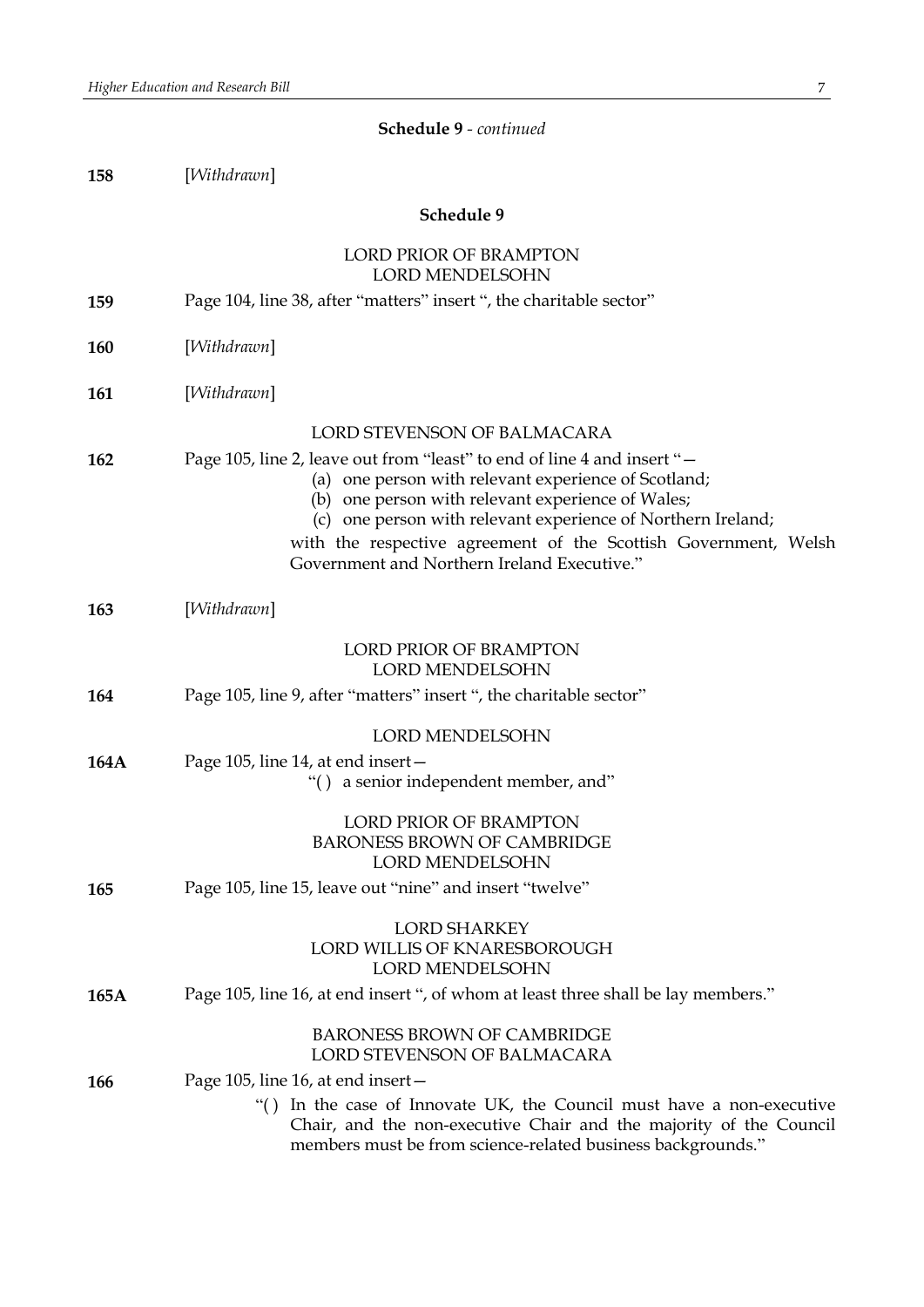**Schedule 9** - *continued*

**158** [*Withdrawn*]

**Schedule 9**

LORD PRIOR OF BRAMPTON
LORD MENDELSOHN

**159** Page 104, line 38, after "matters" insert ", the charitable sector"

**160** [*Withdrawn*]

**161** [*Withdrawn*]

LORD STEVENSON OF BALMACARA

**162** Page 105, line 2, leave out from "least" to end of line 4 and insert "—

(a) one person with relevant experience of Scotland;
(b) one person with relevant experience of Wales;
(c) one person with relevant experience of Northern Ireland;

with the respective agreement of the Scottish Government, Welsh Government and Northern Ireland Executive."

**163** [*Withdrawn*]

LORD PRIOR OF BRAMPTON
LORD MENDELSOHN

**164** Page 105, line 9, after "matters" insert ", the charitable sector"

LORD MENDELSOHN

**164A** Page 105, line 14, at end insert—

"( ) a senior independent member, and"

LORD PRIOR OF BRAMPTON
BARONESS BROWN OF CAMBRIDGE
LORD MENDELSOHN

**165** Page 105, line 15, leave out "nine" and insert "twelve"

LORD SHARKEY
LORD WILLIS OF KNARESBOROUGH
LORD MENDELSOHN

**165A** Page 105, line 16, at end insert ", of whom at least three shall be lay members."

BARONESS BROWN OF CAMBRIDGE
LORD STEVENSON OF BALMACARA

**166** Page 105, line 16, at end insert—

"( ) In the case of Innovate UK, the Council must have a non-executive Chair, and the non-executive Chair and the majority of the Council members must be from science-related business backgrounds."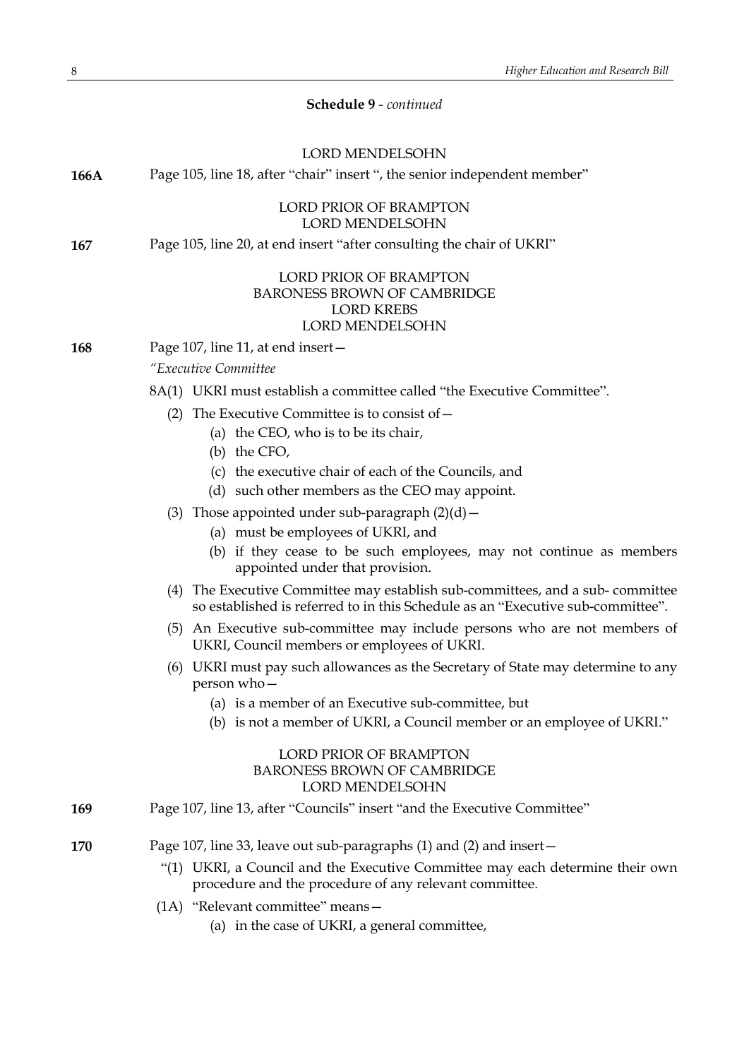**Schedule 9** - *continued*

LORD MENDELSOHN

**166A** Page 105, line 18, after "chair" insert ", the senior independent member"

LORD PRIOR OF BRAMPTON
LORD MENDELSOHN

**167** Page 105, line 20, at end insert "after consulting the chair of UKRI"

LORD PRIOR OF BRAMPTON
BARONESS BROWN OF CAMBRIDGE
LORD KREBS
LORD MENDELSOHN

**168** Page 107, line 11, at end insert—

*"Executive Committee*

8A(1) UKRI must establish a committee called "the Executive Committee".

(2) The Executive Committee is to consist of—

(a) the CEO, who is to be its chair,

(b) the CFO,

(c) the executive chair of each of the Councils, and

(d) such other members as the CEO may appoint.

(3) Those appointed under sub-paragraph (2)(d)—

(a) must be employees of UKRI, and

(b) if they cease to be such employees, may not continue as members appointed under that provision.

(4) The Executive Committee may establish sub-committees, and a sub- committee so established is referred to in this Schedule as an "Executive sub-committee".

(5) An Executive sub-committee may include persons who are not members of UKRI, Council members or employees of UKRI.

(6) UKRI must pay such allowances as the Secretary of State may determine to any person who—

(a) is a member of an Executive sub-committee, but

(b) is not a member of UKRI, a Council member or an employee of UKRI."

LORD PRIOR OF BRAMPTON
BARONESS BROWN OF CAMBRIDGE
LORD MENDELSOHN

**169** Page 107, line 13, after "Councils" insert "and the Executive Committee"

**170** Page 107, line 33, leave out sub-paragraphs (1) and (2) and insert—

"(1) UKRI, a Council and the Executive Committee may each determine their own procedure and the procedure of any relevant committee.

(1A) "Relevant committee" means—

(a) in the case of UKRI, a general committee,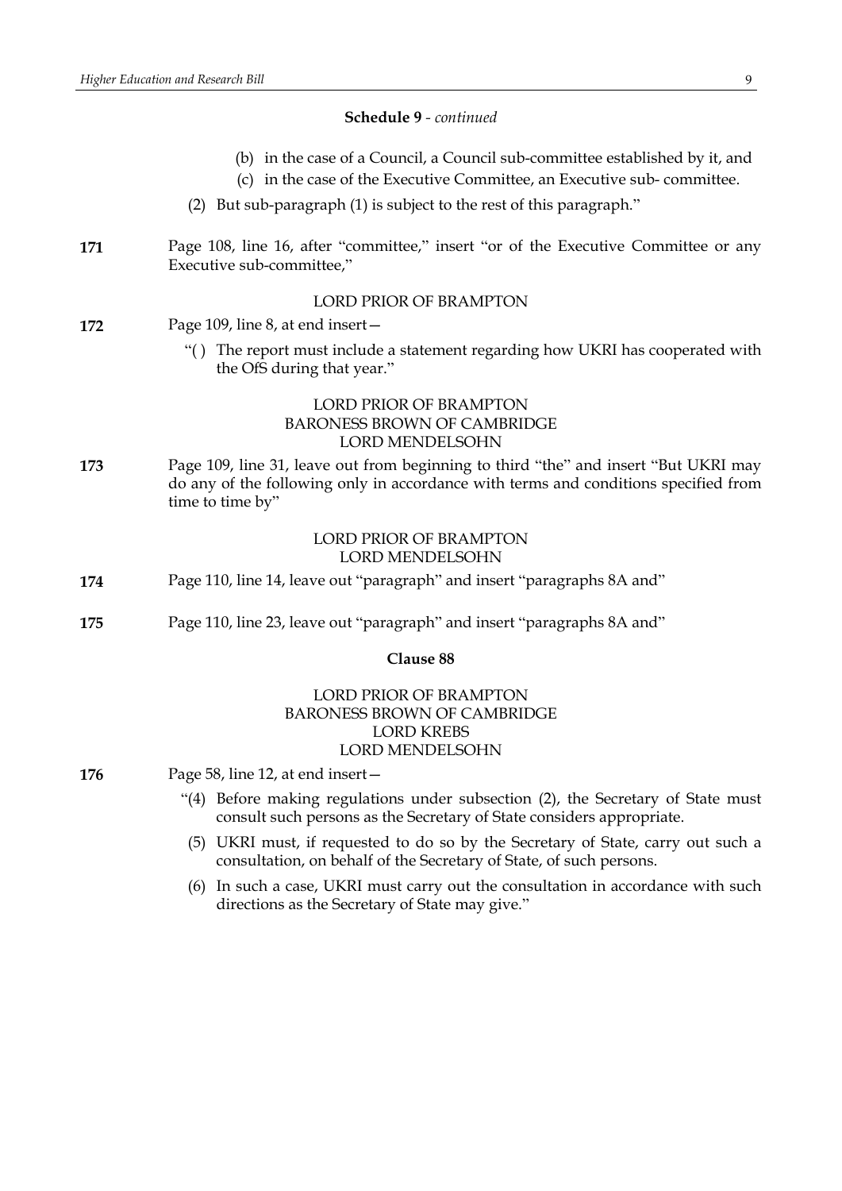**Schedule 9** - *continued*

(b) in the case of a Council, a Council sub-committee established by it, and

(c) in the case of the Executive Committee, an Executive sub- committee.

(2) But sub-paragraph (1) is subject to the rest of this paragraph."

**171** Page 108, line 16, after "committee," insert "or of the Executive Committee or any Executive sub-committee,"

LORD PRIOR OF BRAMPTON

**172** Page 109, line 8, at end insert—

"( ) The report must include a statement regarding how UKRI has cooperated with the OfS during that year."

LORD PRIOR OF BRAMPTON
BARONESS BROWN OF CAMBRIDGE
LORD MENDELSOHN

**173** Page 109, line 31, leave out from beginning to third "the" and insert "But UKRI may do any of the following only in accordance with terms and conditions specified from time to time by"

LORD PRIOR OF BRAMPTON
LORD MENDELSOHN

**174** Page 110, line 14, leave out "paragraph" and insert "paragraphs 8A and"

**175** Page 110, line 23, leave out "paragraph" and insert "paragraphs 8A and"

**Clause 88**

LORD PRIOR OF BRAMPTON
BARONESS BROWN OF CAMBRIDGE
LORD KREBS
LORD MENDELSOHN

**176** Page 58, line 12, at end insert—

"(4) Before making regulations under subsection (2), the Secretary of State must consult such persons as the Secretary of State considers appropriate.

(5) UKRI must, if requested to do so by the Secretary of State, carry out such a consultation, on behalf of the Secretary of State, of such persons.

(6) In such a case, UKRI must carry out the consultation in accordance with such directions as the Secretary of State may give."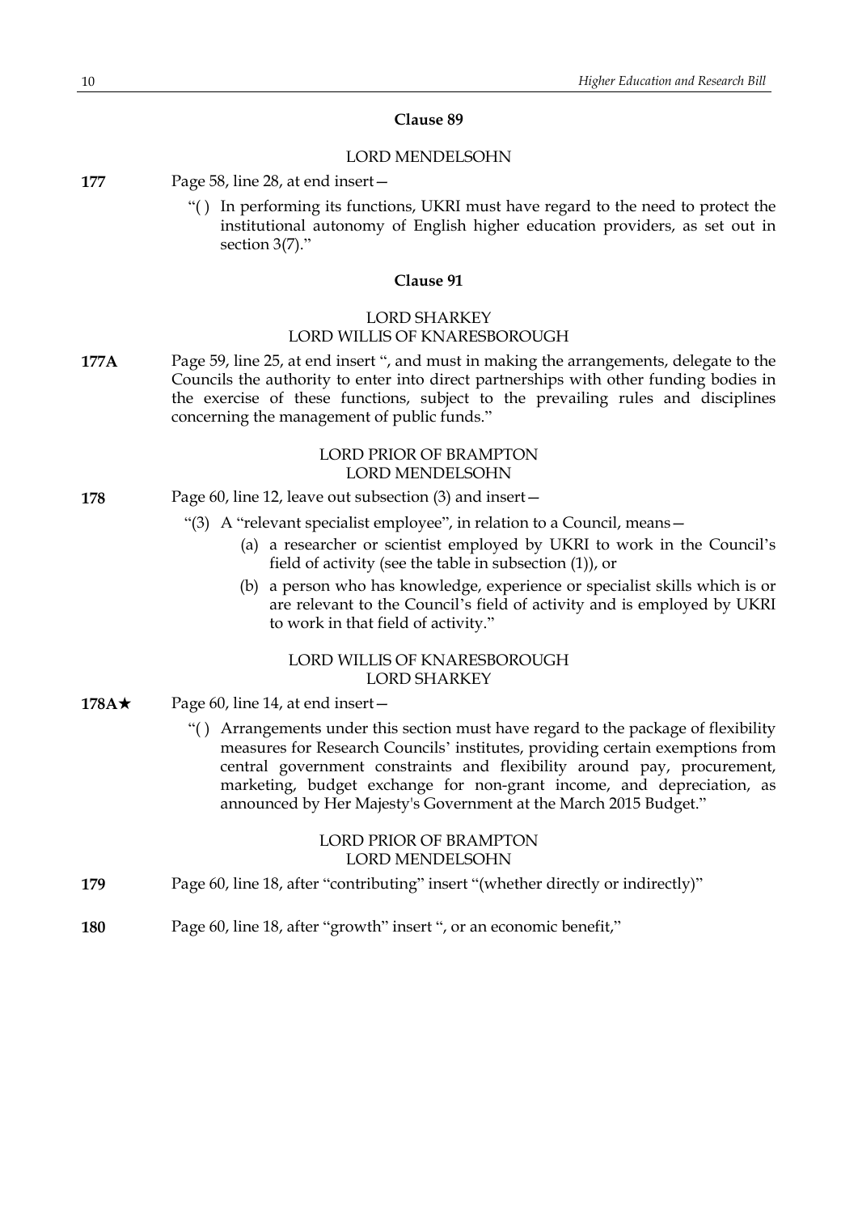### Clause 89

LORD MENDELSOHN

**177** Page 58, line 28, at end insert—

"( ) In performing its functions, UKRI must have regard to the need to protect the institutional autonomy of English higher education providers, as set out in section 3(7)."

### Clause 91

LORD SHARKEY
LORD WILLIS OF KNARESBOROUGH

**177A** Page 59, line 25, at end insert ", and must in making the arrangements, delegate to the Councils the authority to enter into direct partnerships with other funding bodies in the exercise of these functions, subject to the prevailing rules and disciplines concerning the management of public funds."

LORD PRIOR OF BRAMPTON
LORD MENDELSOHN

**178** Page 60, line 12, leave out subsection (3) and insert—

"(3) A "relevant specialist employee", in relation to a Council, means—

(a) a researcher or scientist employed by UKRI to work in the Council's field of activity (see the table in subsection (1)), or

(b) a person who has knowledge, experience or specialist skills which is or are relevant to the Council's field of activity and is employed by UKRI to work in that field of activity."

LORD WILLIS OF KNARESBOROUGH
LORD SHARKEY

**178A★** Page 60, line 14, at end insert—

"( ) Arrangements under this section must have regard to the package of flexibility measures for Research Councils' institutes, providing certain exemptions from central government constraints and flexibility around pay, procurement, marketing, budget exchange for non-grant income, and depreciation, as announced by Her Majesty's Government at the March 2015 Budget."

LORD PRIOR OF BRAMPTON
LORD MENDELSOHN

**179** Page 60, line 18, after "contributing" insert "(whether directly or indirectly)"

**180** Page 60, line 18, after "growth" insert ", or an economic benefit,"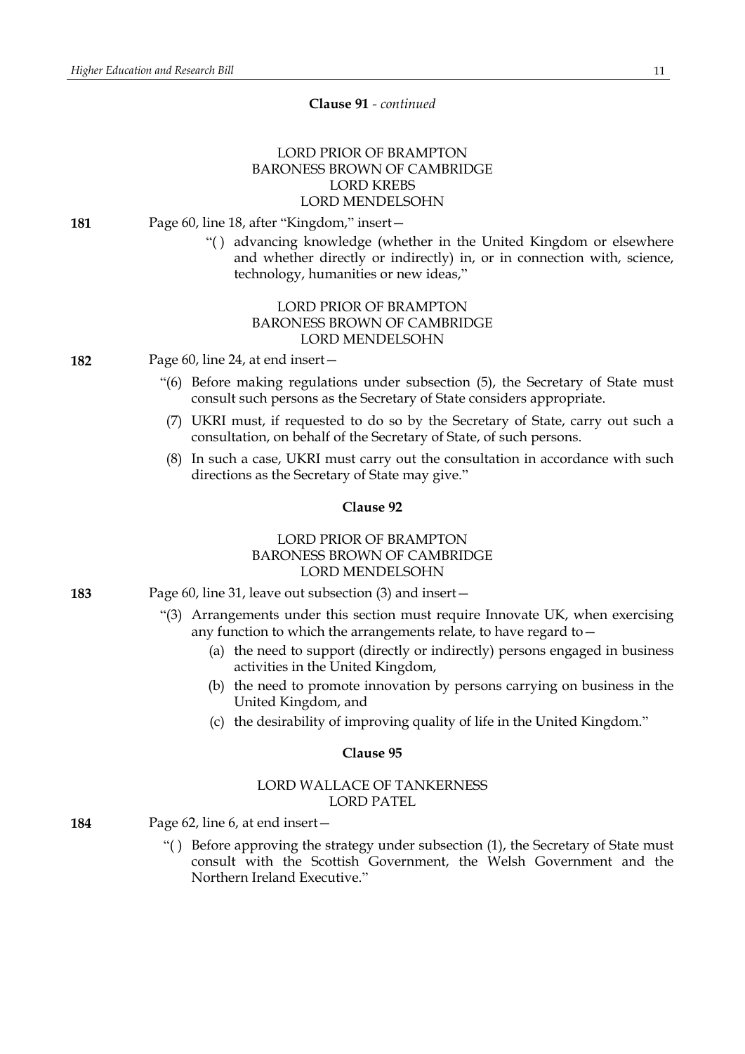**Clause 91** - *continued*

LORD PRIOR OF BRAMPTON
BARONESS BROWN OF CAMBRIDGE
LORD KREBS
LORD MENDELSOHN

**181** Page 60, line 18, after "Kingdom," insert—

"( ) advancing knowledge (whether in the United Kingdom or elsewhere and whether directly or indirectly) in, or in connection with, science, technology, humanities or new ideas,"

LORD PRIOR OF BRAMPTON
BARONESS BROWN OF CAMBRIDGE
LORD MENDELSOHN

**182** Page 60, line 24, at end insert—

"(6) Before making regulations under subsection (5), the Secretary of State must consult such persons as the Secretary of State considers appropriate.

(7) UKRI must, if requested to do so by the Secretary of State, carry out such a consultation, on behalf of the Secretary of State, of such persons.

(8) In such a case, UKRI must carry out the consultation in accordance with such directions as the Secretary of State may give."

**Clause 92**

LORD PRIOR OF BRAMPTON
BARONESS BROWN OF CAMBRIDGE
LORD MENDELSOHN

**183** Page 60, line 31, leave out subsection (3) and insert—

"(3) Arrangements under this section must require Innovate UK, when exercising any function to which the arrangements relate, to have regard to—

(a) the need to support (directly or indirectly) persons engaged in business activities in the United Kingdom,

(b) the need to promote innovation by persons carrying on business in the United Kingdom, and

(c) the desirability of improving quality of life in the United Kingdom."

**Clause 95**

LORD WALLACE OF TANKERNESS
LORD PATEL

**184** Page 62, line 6, at end insert—

"( ) Before approving the strategy under subsection (1), the Secretary of State must consult with the Scottish Government, the Welsh Government and the Northern Ireland Executive."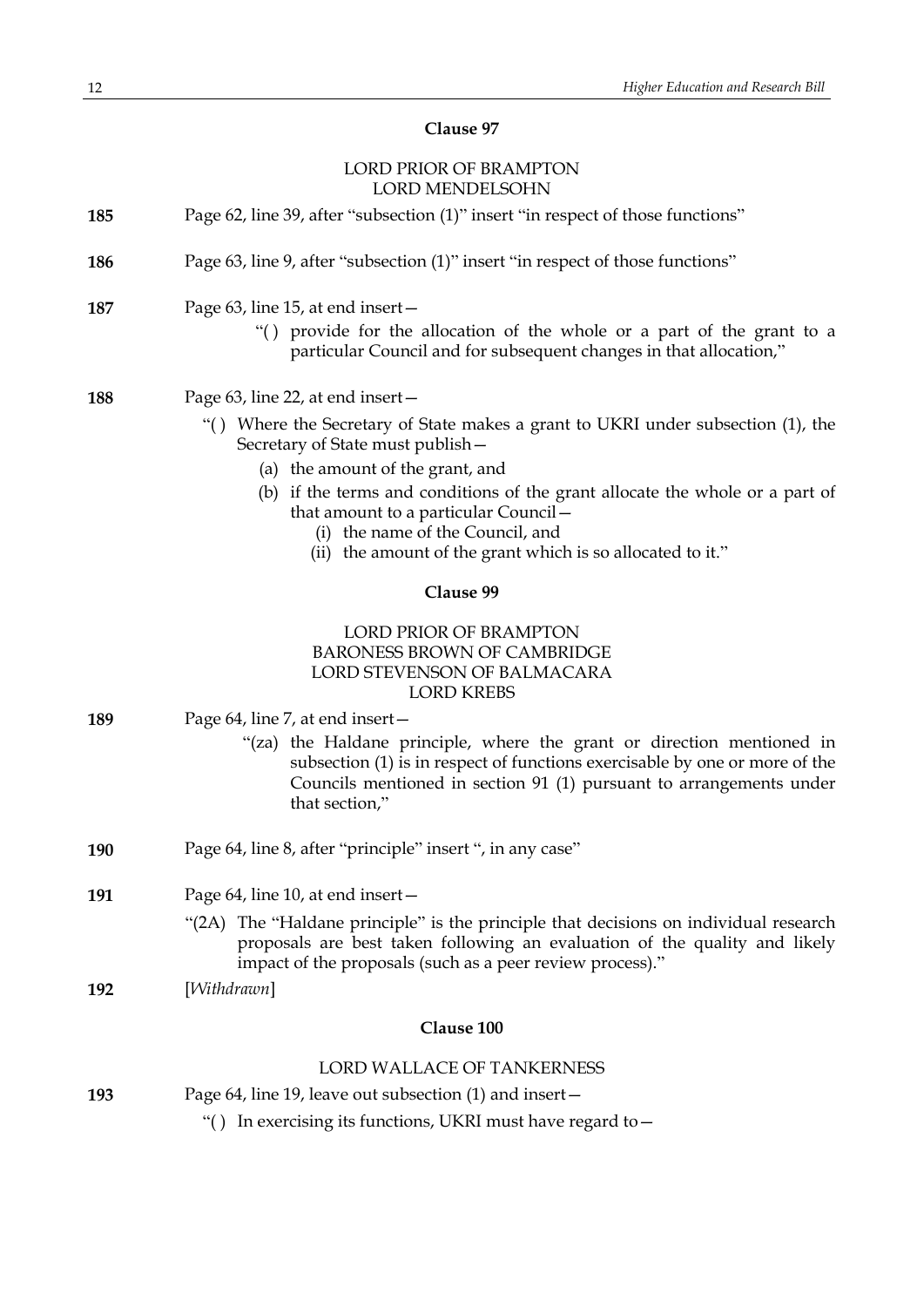### Clause 97

LORD PRIOR OF BRAMPTON
LORD MENDELSOHN

**185** Page 62, line 39, after "subsection (1)" insert "in respect of those functions"

**186** Page 63, line 9, after "subsection (1)" insert "in respect of those functions"

**187** Page 63, line 15, at end insert—

"( ) provide for the allocation of the whole or a part of the grant to a particular Council and for subsequent changes in that allocation,"

**188** Page 63, line 22, at end insert—

"( ) Where the Secretary of State makes a grant to UKRI under subsection (1), the Secretary of State must publish—

(a) the amount of the grant, and

(b) if the terms and conditions of the grant allocate the whole or a part of that amount to a particular Council—

(i) the name of the Council, and

(ii) the amount of the grant which is so allocated to it."

### Clause 99

LORD PRIOR OF BRAMPTON
BARONESS BROWN OF CAMBRIDGE
LORD STEVENSON OF BALMACARA
LORD KREBS

**189** Page 64, line 7, at end insert—

"(za) the Haldane principle, where the grant or direction mentioned in subsection (1) is in respect of functions exercisable by one or more of the Councils mentioned in section 91 (1) pursuant to arrangements under that section,"

**190** Page 64, line 8, after "principle" insert ", in any case"

**191** Page 64, line 10, at end insert—

"(2A) The "Haldane principle" is the principle that decisions on individual research proposals are best taken following an evaluation of the quality and likely impact of the proposals (such as a peer review process)."

**192** [*Withdrawn*]

### Clause 100

LORD WALLACE OF TANKERNESS

**193** Page 64, line 19, leave out subsection (1) and insert—

"( ) In exercising its functions, UKRI must have regard to—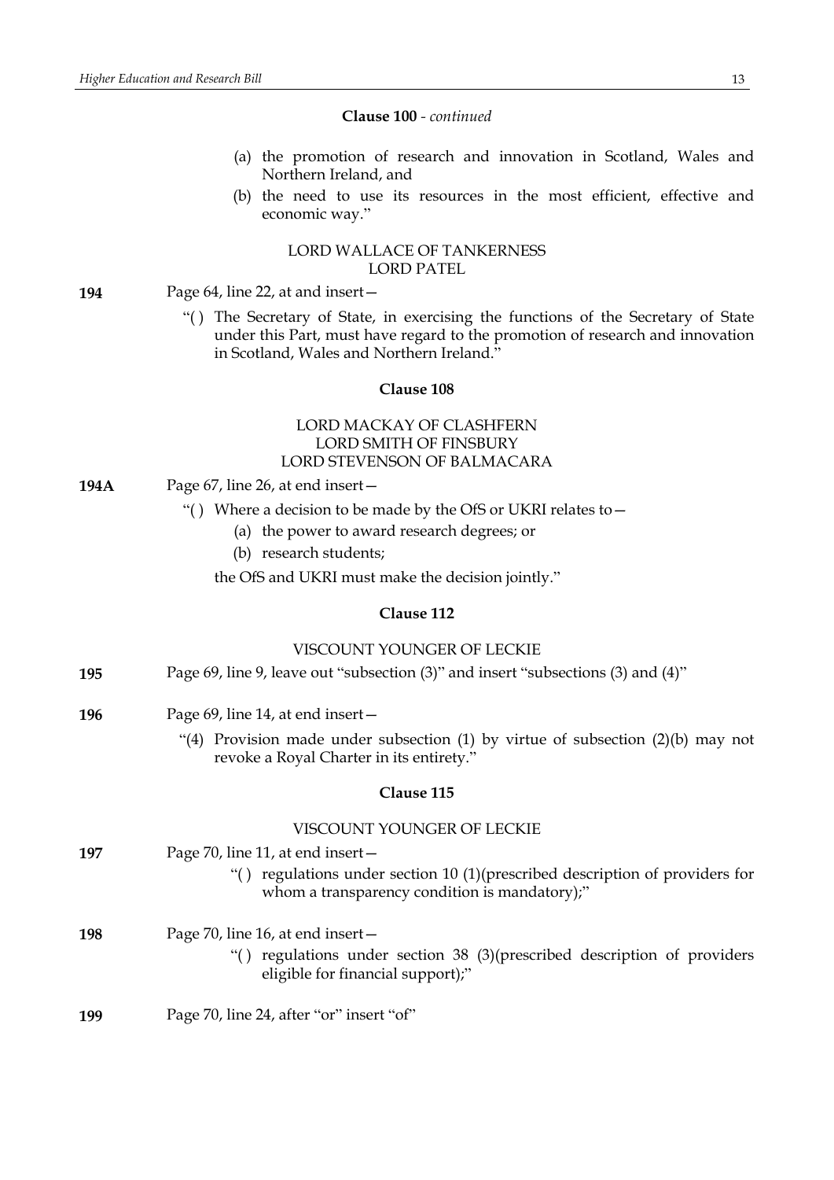**Clause 100** - *continued*

(a) the promotion of research and innovation in Scotland, Wales and Northern Ireland, and

(b) the need to use its resources in the most efficient, effective and economic way."

LORD WALLACE OF TANKERNESS
LORD PATEL

**194** Page 64, line 22, at and insert—

"( ) The Secretary of State, in exercising the functions of the Secretary of State under this Part, must have regard to the promotion of research and innovation in Scotland, Wales and Northern Ireland."

**Clause 108**

LORD MACKAY OF CLASHFERN
LORD SMITH OF FINSBURY
LORD STEVENSON OF BALMACARA

**194A** Page 67, line 26, at end insert—

"( ) Where a decision to be made by the OfS or UKRI relates to—

(a) the power to award research degrees; or

(b) research students;

the OfS and UKRI must make the decision jointly."

**Clause 112**

VISCOUNT YOUNGER OF LECKIE

**195** Page 69, line 9, leave out "subsection (3)" and insert "subsections (3) and (4)"

**196** Page 69, line 14, at end insert—

"(4) Provision made under subsection (1) by virtue of subsection (2)(b) may not revoke a Royal Charter in its entirety."

**Clause 115**

VISCOUNT YOUNGER OF LECKIE

**197** Page 70, line 11, at end insert—

"( ) regulations under section 10 (1)(prescribed description of providers for whom a transparency condition is mandatory);"

**198** Page 70, line 16, at end insert—

"( ) regulations under section 38 (3)(prescribed description of providers eligible for financial support);"

**199** Page 70, line 24, after "or" insert "of"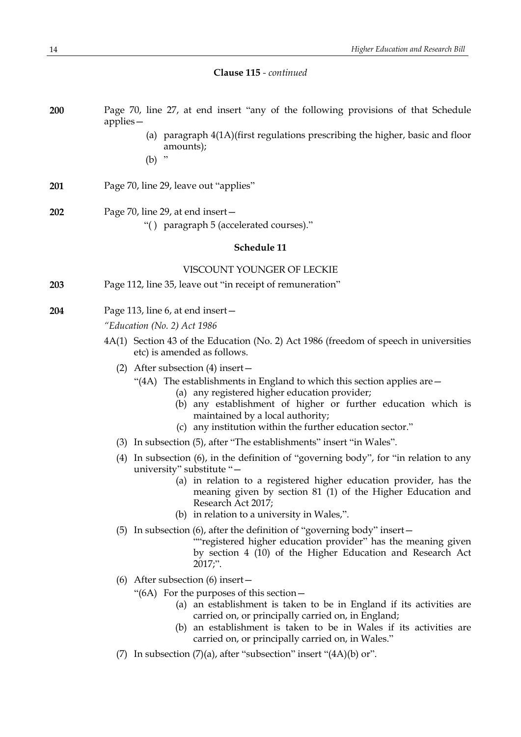**Clause 115** - *continued*

**200** Page 70, line 27, at end insert "any of the following provisions of that Schedule applies—

(a) paragraph 4(1A)(first regulations prescribing the higher, basic and floor amounts);

(b) "

**201** Page 70, line 29, leave out "applies"

**202** Page 70, line 29, at end insert—

"( ) paragraph 5 (accelerated courses)."

**Schedule 11**

VISCOUNT YOUNGER OF LECKIE

**203** Page 112, line 35, leave out "in receipt of remuneration"

**204** Page 113, line 6, at end insert—

*"Education (No. 2) Act 1986*

4A(1) Section 43 of the Education (No. 2) Act 1986 (freedom of speech in universities etc) is amended as follows.

(2) After subsection (4) insert—

"(4A) The establishments in England to which this section applies are—

(a) any registered higher education provider;

(b) any establishment of higher or further education which is maintained by a local authority;

(c) any institution within the further education sector."

(3) In subsection (5), after "The establishments" insert "in Wales".

(4) In subsection (6), in the definition of "governing body", for "in relation to any university" substitute "—

(a) in relation to a registered higher education provider, has the meaning given by section 81 (1) of the Higher Education and Research Act 2017;

(b) in relation to a university in Wales,".

(5) In subsection (6), after the definition of "governing body" insert—

""registered higher education provider" has the meaning given by section 4 (10) of the Higher Education and Research Act 2017;".

(6) After subsection (6) insert—

"(6A) For the purposes of this section—

(a) an establishment is taken to be in England if its activities are carried on, or principally carried on, in England;

(b) an establishment is taken to be in Wales if its activities are carried on, or principally carried on, in Wales."

(7) In subsection (7)(a), after "subsection" insert "(4A)(b) or".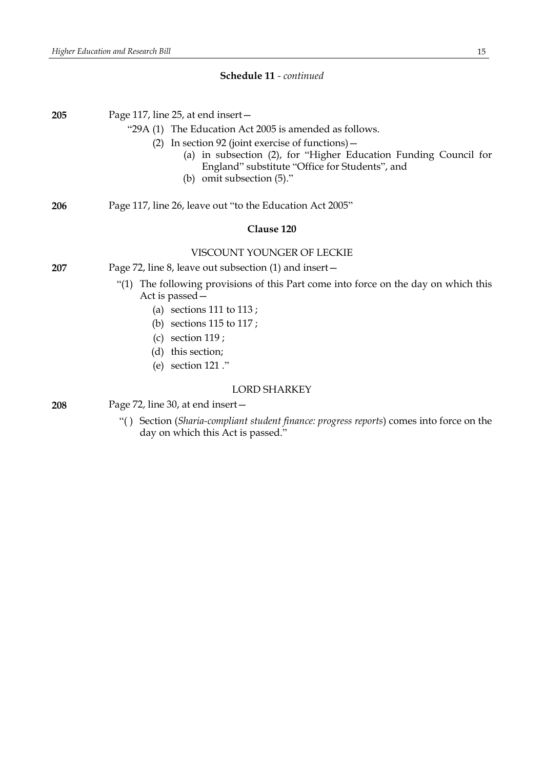**Schedule 11** - *continued*

**205** Page 117, line 25, at end insert—

"29A (1) The Education Act 2005 is amended as follows.

(2) In section 92 (joint exercise of functions)—

(a) in subsection (2), for "Higher Education Funding Council for England" substitute "Office for Students", and

(b) omit subsection (5)."

**206** Page 117, line 26, leave out "to the Education Act 2005"

**Clause 120**

VISCOUNT YOUNGER OF LECKIE

**207** Page 72, line 8, leave out subsection (1) and insert—

"(1) The following provisions of this Part come into force on the day on which this Act is passed—

(a) sections 111 to 113 ;

(b) sections 115 to 117 ;

(c) section 119 ;

(d) this section;

(e) section 121 ."

LORD SHARKEY

**208** Page 72, line 30, at end insert—

"( ) Section (*Sharia-compliant student finance: progress reports*) comes into force on the day on which this Act is passed."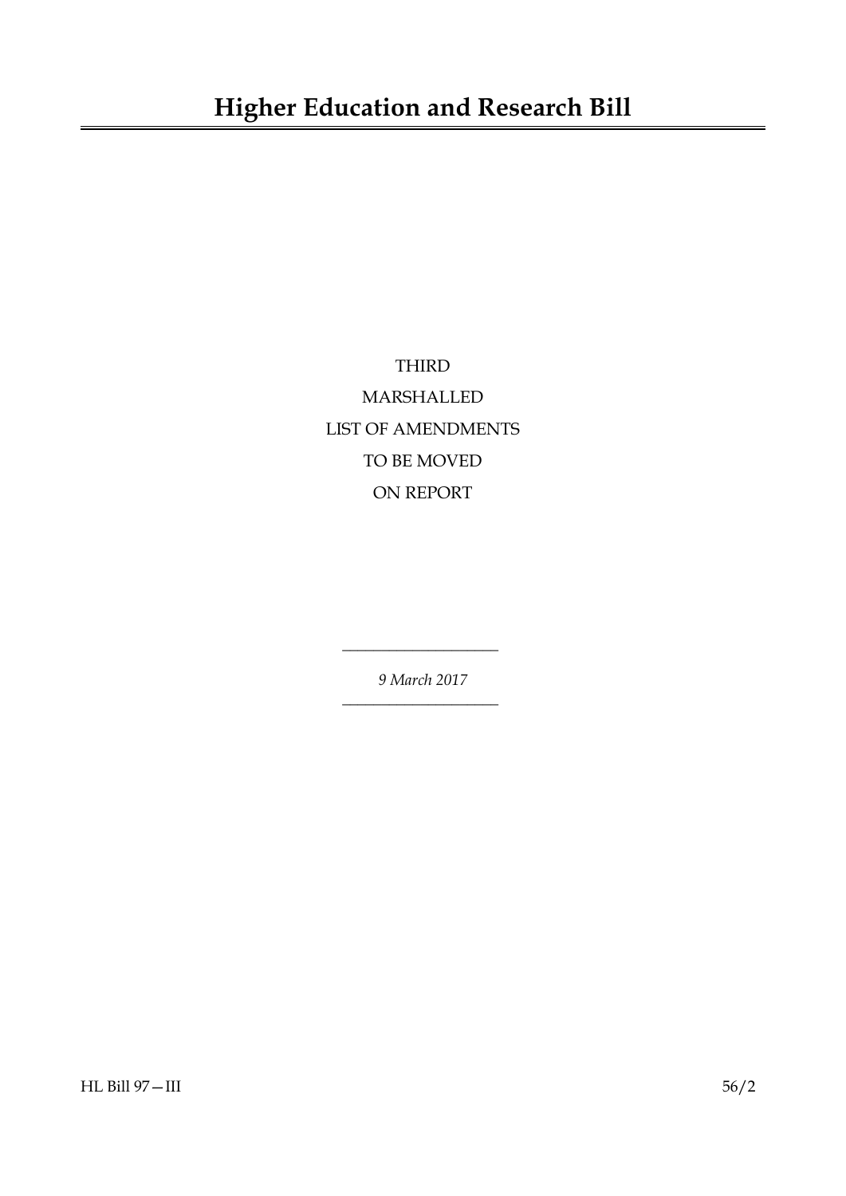# Higher Education and Research Bill

THIRD

MARSHALLED

LIST OF AMENDMENTS

TO BE MOVED

ON REPORT

---

*9 March 2017*

---

HL Bill 97—III

56/2